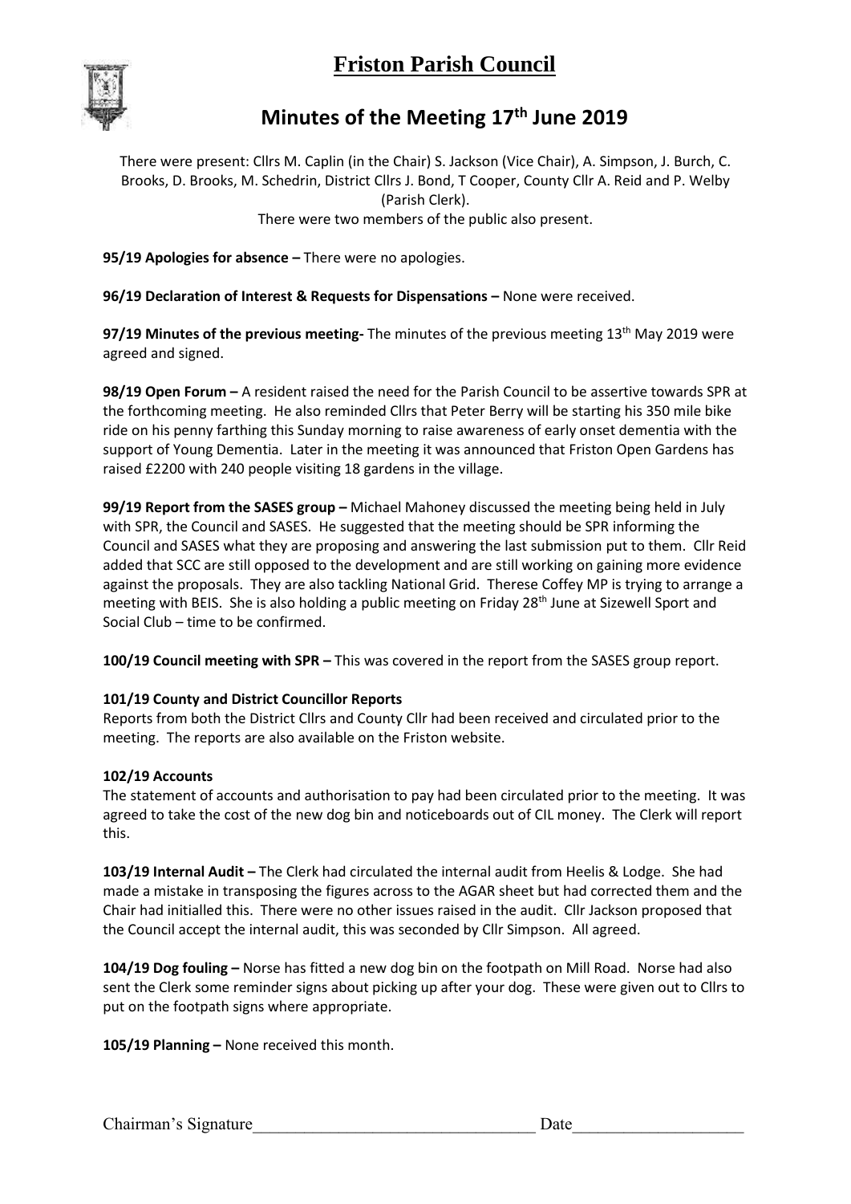# Friston Parish Council

## Minutes of the Meeting 17th June 2019

There were present: Cllrs M. Caplin (in the Chair) S. Jackson (Vice Chair), A. Simpson, J. Burch, C. Brooks, D. Brooks, M. Schedrin, District Cllrs J. Bond, T Cooper, County Cllr A. Reid and P. Welby (Parish Clerk).
There were two members of the public also present.

**95/19 Apologies for absence –** There were no apologies.

**96/19 Declaration of Interest & Requests for Dispensations –** None were received.

**97/19 Minutes of the previous meeting-** The minutes of the previous meeting 13th May 2019 were agreed and signed.

**98/19 Open Forum –** A resident raised the need for the Parish Council to be assertive towards SPR at the forthcoming meeting. He also reminded Cllrs that Peter Berry will be starting his 350 mile bike ride on his penny farthing this Sunday morning to raise awareness of early onset dementia with the support of Young Dementia. Later in the meeting it was announced that Friston Open Gardens has raised £2200 with 240 people visiting 18 gardens in the village.

**99/19 Report from the SASES group –** Michael Mahoney discussed the meeting being held in July with SPR, the Council and SASES. He suggested that the meeting should be SPR informing the Council and SASES what they are proposing and answering the last submission put to them. Cllr Reid added that SCC are still opposed to the development and are still working on gaining more evidence against the proposals. They are also tackling National Grid. Therese Coffey MP is trying to arrange a meeting with BEIS. She is also holding a public meeting on Friday 28th June at Sizewell Sport and Social Club – time to be confirmed.

**100/19 Council meeting with SPR –** This was covered in the report from the SASES group report.

**101/19 County and District Councillor Reports**

Reports from both the District Cllrs and County Cllr had been received and circulated prior to the meeting. The reports are also available on the Friston website.

**102/19 Accounts**

The statement of accounts and authorisation to pay had been circulated prior to the meeting. It was agreed to take the cost of the new dog bin and noticeboards out of CIL money. The Clerk will report this.

**103/19 Internal Audit –** The Clerk had circulated the internal audit from Heelis & Lodge. She had made a mistake in transposing the figures across to the AGAR sheet but had corrected them and the Chair had initialled this. There were no other issues raised in the audit. Cllr Jackson proposed that the Council accept the internal audit, this was seconded by Cllr Simpson. All agreed.

**104/19 Dog fouling –** Norse has fitted a new dog bin on the footpath on Mill Road. Norse had also sent the Clerk some reminder signs about picking up after your dog. These were given out to Cllrs to put on the footpath signs where appropriate.

**105/19 Planning –** None received this month.

Chairman's Signature________________________________ Date___________________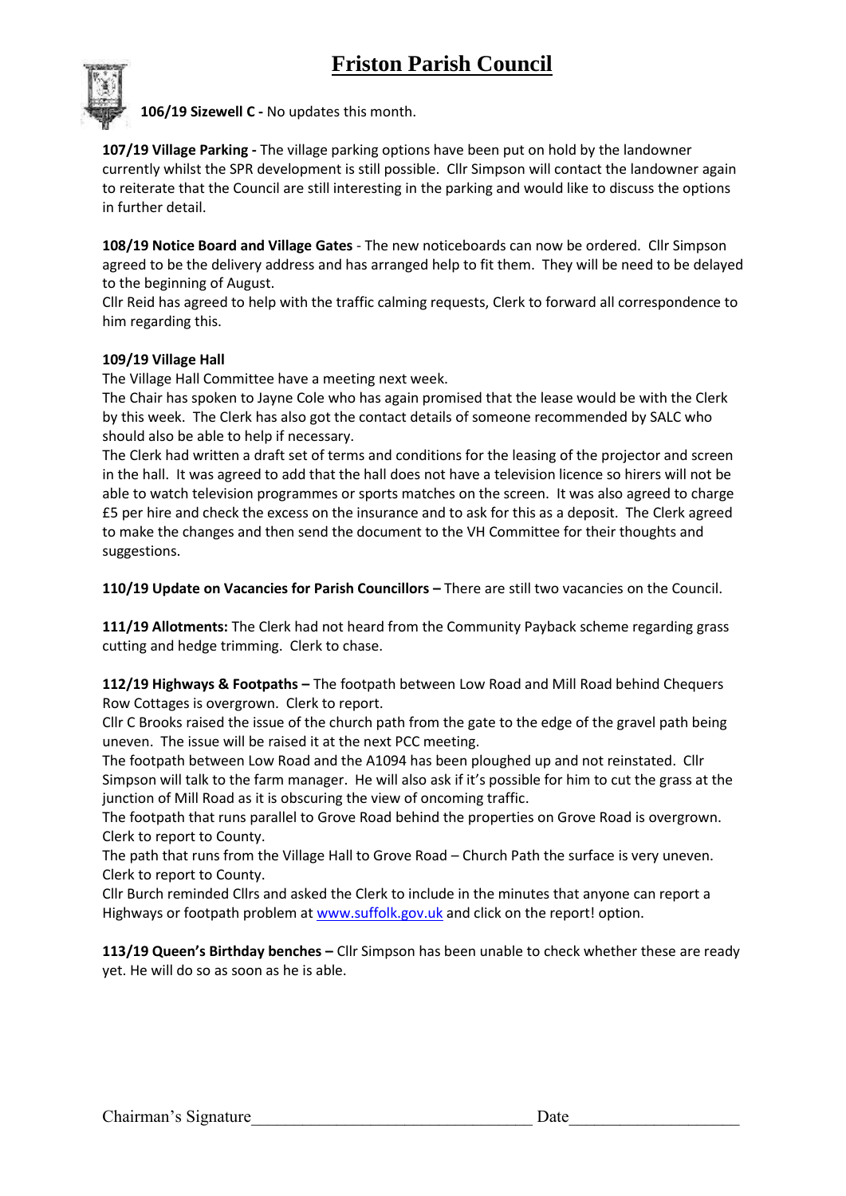**106/19 Sizewell C -** No updates this month.

**107/19 Village Parking -** The village parking options have been put on hold by the landowner currently whilst the SPR development is still possible. Cllr Simpson will contact the landowner again to reiterate that the Council are still interesting in the parking and would like to discuss the options in further detail.

**108/19 Notice Board and Village Gates** - The new noticeboards can now be ordered. Cllr Simpson agreed to be the delivery address and has arranged help to fit them. They will be need to be delayed to the beginning of August.

Cllr Reid has agreed to help with the traffic calming requests, Clerk to forward all correspondence to him regarding this.

**109/19 Village Hall**

The Village Hall Committee have a meeting next week.

The Chair has spoken to Jayne Cole who has again promised that the lease would be with the Clerk by this week. The Clerk has also got the contact details of someone recommended by SALC who should also be able to help if necessary.

The Clerk had written a draft set of terms and conditions for the leasing of the projector and screen in the hall. It was agreed to add that the hall does not have a television licence so hirers will not be able to watch television programmes or sports matches on the screen. It was also agreed to charge £5 per hire and check the excess on the insurance and to ask for this as a deposit. The Clerk agreed to make the changes and then send the document to the VH Committee for their thoughts and suggestions.

**110/19 Update on Vacancies for Parish Councillors –** There are still two vacancies on the Council.

**111/19 Allotments:** The Clerk had not heard from the Community Payback scheme regarding grass cutting and hedge trimming. Clerk to chase.

**112/19 Highways & Footpaths –** The footpath between Low Road and Mill Road behind Chequers Row Cottages is overgrown. Clerk to report.

Cllr C Brooks raised the issue of the church path from the gate to the edge of the gravel path being uneven. The issue will be raised it at the next PCC meeting.

The footpath between Low Road and the A1094 has been ploughed up and not reinstated. Cllr Simpson will talk to the farm manager. He will also ask if it's possible for him to cut the grass at the junction of Mill Road as it is obscuring the view of oncoming traffic.

The footpath that runs parallel to Grove Road behind the properties on Grove Road is overgrown. Clerk to report to County.

The path that runs from the Village Hall to Grove Road – Church Path the surface is very uneven. Clerk to report to County.

Cllr Burch reminded Cllrs and asked the Clerk to include in the minutes that anyone can report a Highways or footpath problem at [www.suffolk.gov.uk](http://www.suffolk.gov.uk) and click on the report! option.

**113/19 Queen's Birthday benches –** Cllr Simpson has been unable to check whether these are ready yet. He will do so as soon as he is able.

Chairman's Signature\_\_\_\_\_\_\_\_\_\_\_\_\_\_\_\_\_\_\_\_\_\_\_\_\_\_\_\_\_\_\_\_ Date\_\_\_\_\_\_\_\_\_\_\_\_\_\_\_\_\_\_\_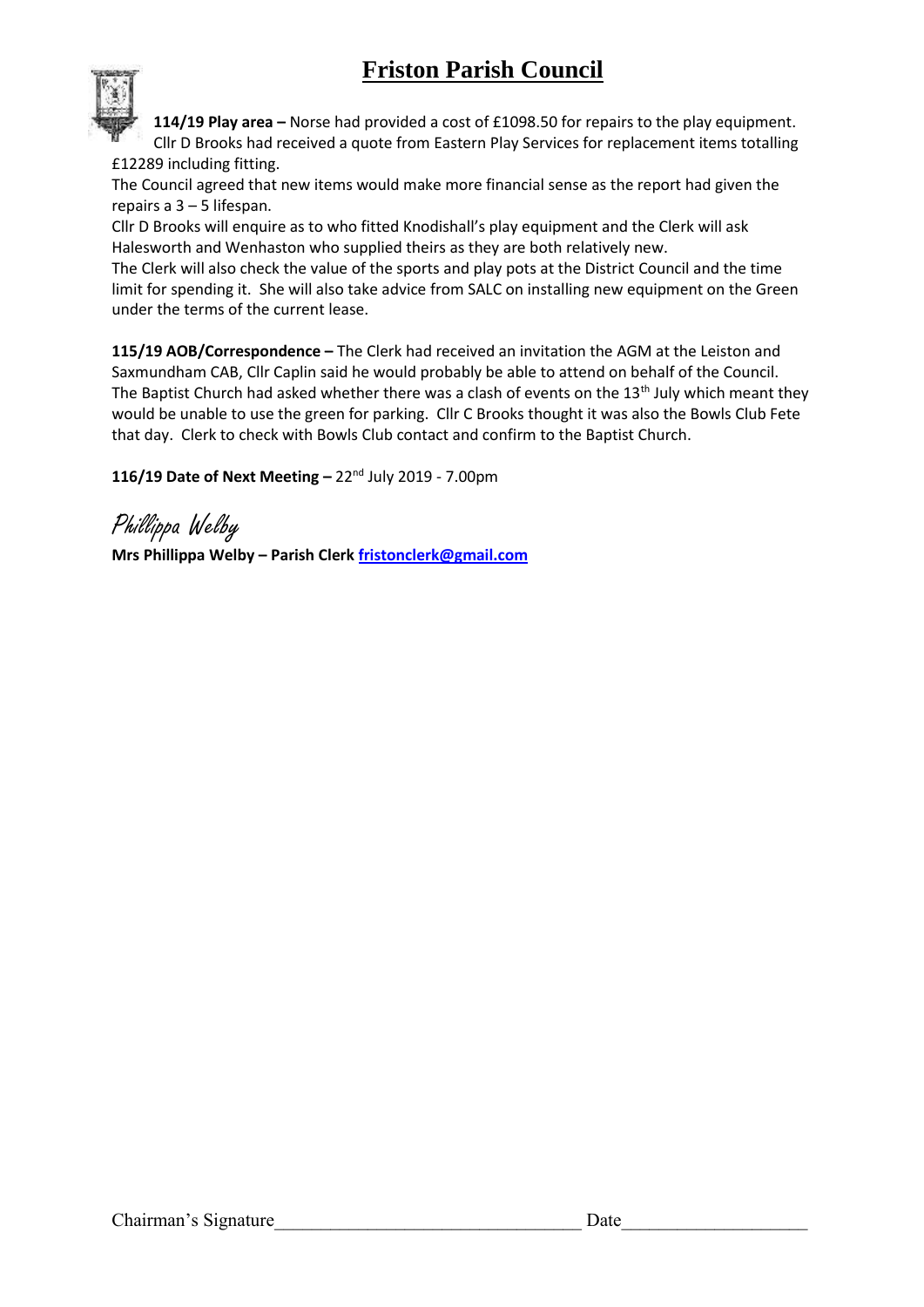**114/19 Play area –** Norse had provided a cost of £1098.50 for repairs to the play equipment. Cllr D Brooks had received a quote from Eastern Play Services for replacement items totalling £12289 including fitting.

The Council agreed that new items would make more financial sense as the report had given the repairs a 3 – 5 lifespan.

Cllr D Brooks will enquire as to who fitted Knodishall's play equipment and the Clerk will ask Halesworth and Wenhaston who supplied theirs as they are both relatively new.

The Clerk will also check the value of the sports and play pots at the District Council and the time limit for spending it. She will also take advice from SALC on installing new equipment on the Green under the terms of the current lease.

**115/19 AOB/Correspondence –** The Clerk had received an invitation the AGM at the Leiston and Saxmundham CAB, Cllr Caplin said he would probably be able to attend on behalf of the Council. The Baptist Church had asked whether there was a clash of events on the 13th July which meant they would be unable to use the green for parking. Cllr C Brooks thought it was also the Bowls Club Fete that day. Clerk to check with Bowls Club contact and confirm to the Baptist Church.

**116/19 Date of Next Meeting –** 22nd July 2019 - 7.00pm

*Phillippa Welby*

**Mrs Phillippa Welby – Parish Clerk** fristonclerk@gmail.com

Chairman's Signature________________________________ Date___________________